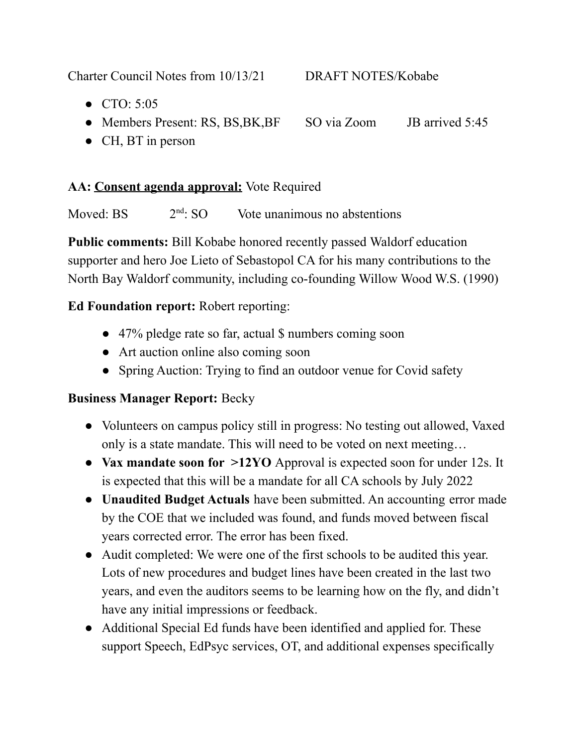Charter Council Notes from 10/13/21 DRAFT NOTES/Kobabe

- CTO: 5:05
- Members Present: RS, BS,BK,BF SO via Zoom JB arrived 5:45
- CH, BT in person

**AA: Consent agenda approval:** Vote Required

Moved: BS 2nd: SO Vote unanimous no abstentions

**Public comments:** Bill Kobabe honored recently passed Waldorf education supporter and hero Joe Lieto of Sebastopol CA for his many contributions to the North Bay Waldorf community, including co-founding Willow Wood W.S. (1990)

**Ed Foundation report:** Robert reporting:

- 47% pledge rate so far, actual $ numbers coming soon
- Art auction online also coming soon
- Spring Auction: Trying to find an outdoor venue for Covid safety

**Business Manager Report:** Becky

- Volunteers on campus policy still in progress: No testing out allowed, Vaxed only is a state mandate. This will need to be voted on next meeting…
- **Vax mandate soon for >12YO** Approval is expected soon for under 12s. It is expected that this will be a mandate for all CA schools by July 2022
- **Unaudited Budget Actuals** have been submitted. An accounting error made by the COE that we included was found, and funds moved between fiscal years corrected error. The error has been fixed.
- Audit completed: We were one of the first schools to be audited this year. Lots of new procedures and budget lines have been created in the last two years, and even the auditors seems to be learning how on the fly, and didn't have any initial impressions or feedback.
- Additional Special Ed funds have been identified and applied for. These support Speech, EdPsyc services, OT, and additional expenses specifically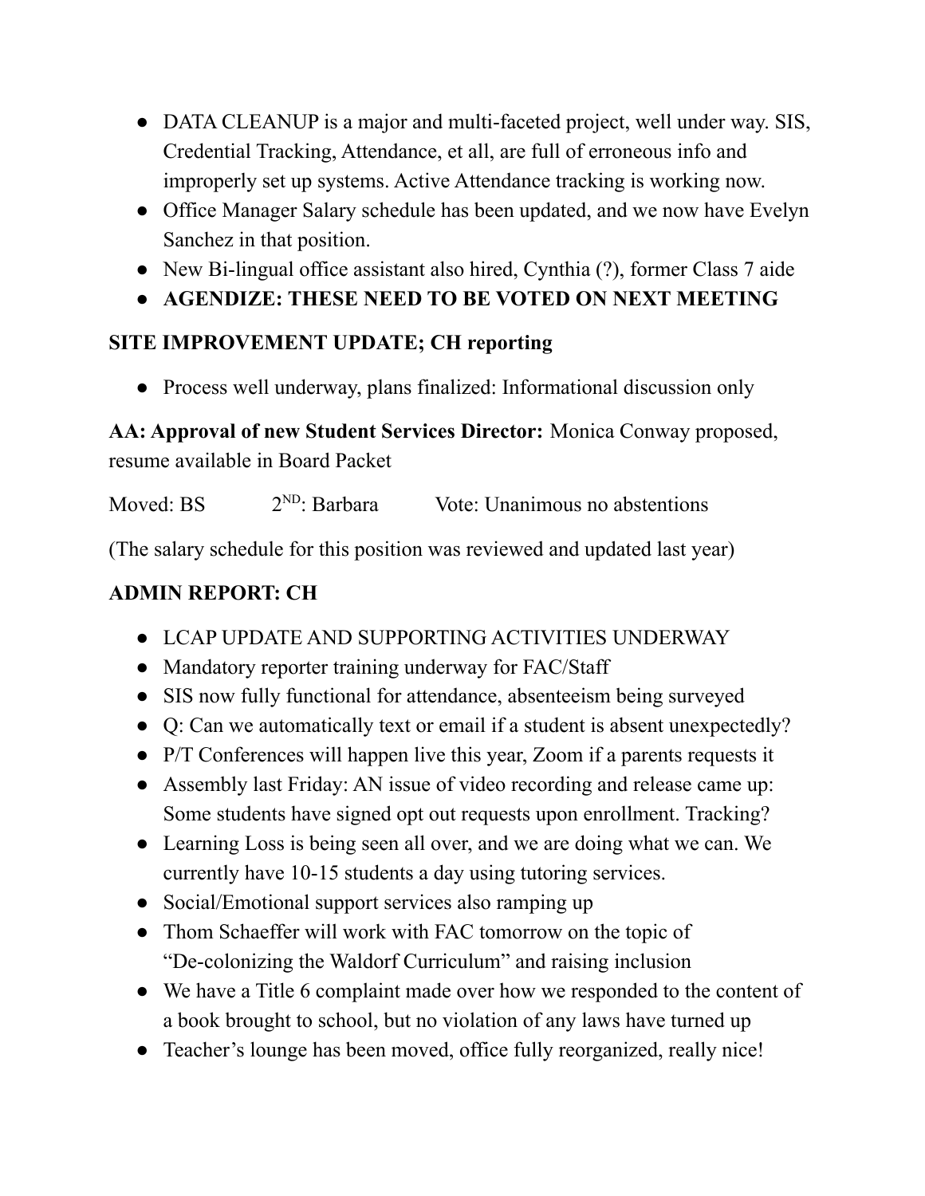- DATA CLEANUP is a major and multi-faceted project, well under way. SIS, Credential Tracking, Attendance, et all, are full of erroneous info and improperly set up systems. Active Attendance tracking is working now.
- Office Manager Salary schedule has been updated, and we now have Evelyn Sanchez in that position.
- New Bi-lingual office assistant also hired, Cynthia (?), former Class 7 aide
- **AGENDIZE: THESE NEED TO BE VOTED ON NEXT MEETING**

**SITE IMPROVEMENT UPDATE; CH reporting**

- Process well underway, plans finalized: Informational discussion only

**AA: Approval of new Student Services Director:** Monica Conway proposed, resume available in Board Packet

Moved: BS        2ND: Barbara        Vote: Unanimous no abstentions

(The salary schedule for this position was reviewed and updated last year)

**ADMIN REPORT: CH**

- LCAP UPDATE AND SUPPORTING ACTIVITIES UNDERWAY
- Mandatory reporter training underway for FAC/Staff
- SIS now fully functional for attendance, absenteeism being surveyed
- Q: Can we automatically text or email if a student is absent unexpectedly?
- P/T Conferences will happen live this year, Zoom if a parents requests it
- Assembly last Friday: AN issue of video recording and release came up: Some students have signed opt out requests upon enrollment. Tracking?
- Learning Loss is being seen all over, and we are doing what we can. We currently have 10-15 students a day using tutoring services.
- Social/Emotional support services also ramping up
- Thom Schaeffer will work with FAC tomorrow on the topic of "De-colonizing the Waldorf Curriculum" and raising inclusion
- We have a Title 6 complaint made over how we responded to the content of a book brought to school, but no violation of any laws have turned up
- Teacher's lounge has been moved, office fully reorganized, really nice!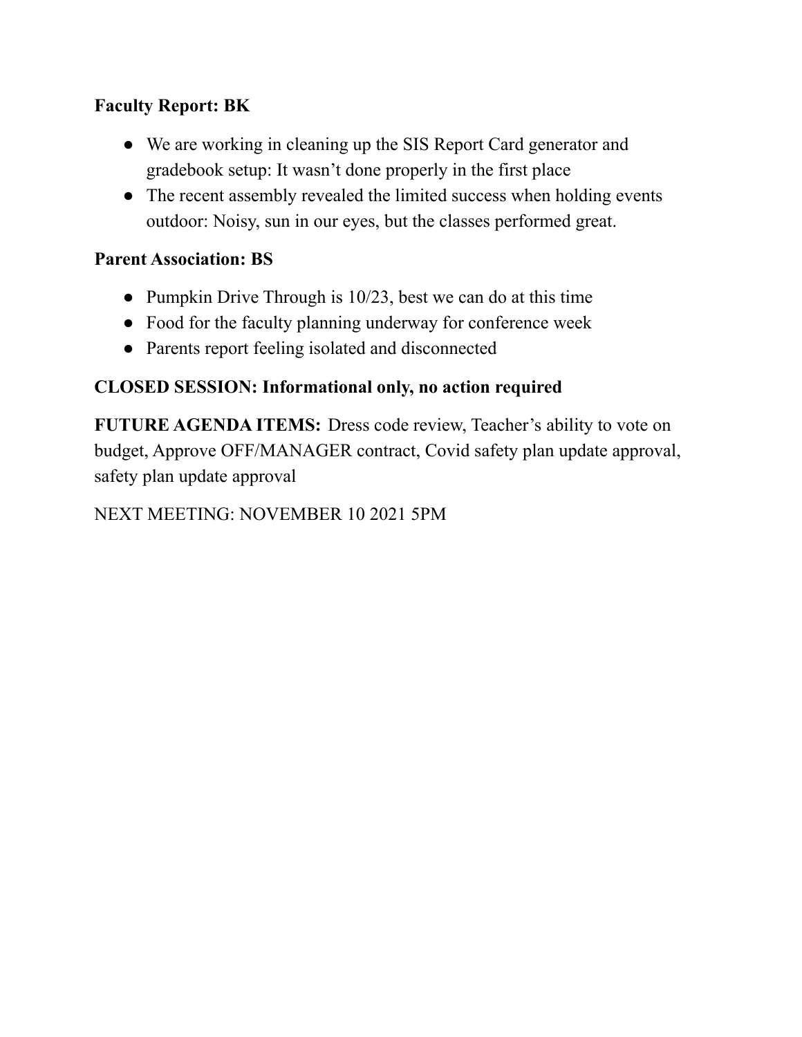**Faculty Report: BK**

- We are working in cleaning up the SIS Report Card generator and gradebook setup: It wasn't done properly in the first place
- The recent assembly revealed the limited success when holding events outdoor: Noisy, sun in our eyes, but the classes performed great.

**Parent Association: BS**

- Pumpkin Drive Through is 10/23, best we can do at this time
- Food for the faculty planning underway for conference week
- Parents report feeling isolated and disconnected

**CLOSED SESSION: Informational only, no action required**

**FUTURE AGENDA ITEMS:** Dress code review, Teacher's ability to vote on budget, Approve OFF/MANAGER contract, Covid safety plan update approval, safety plan update approval

NEXT MEETING: NOVEMBER 10 2021 5PM